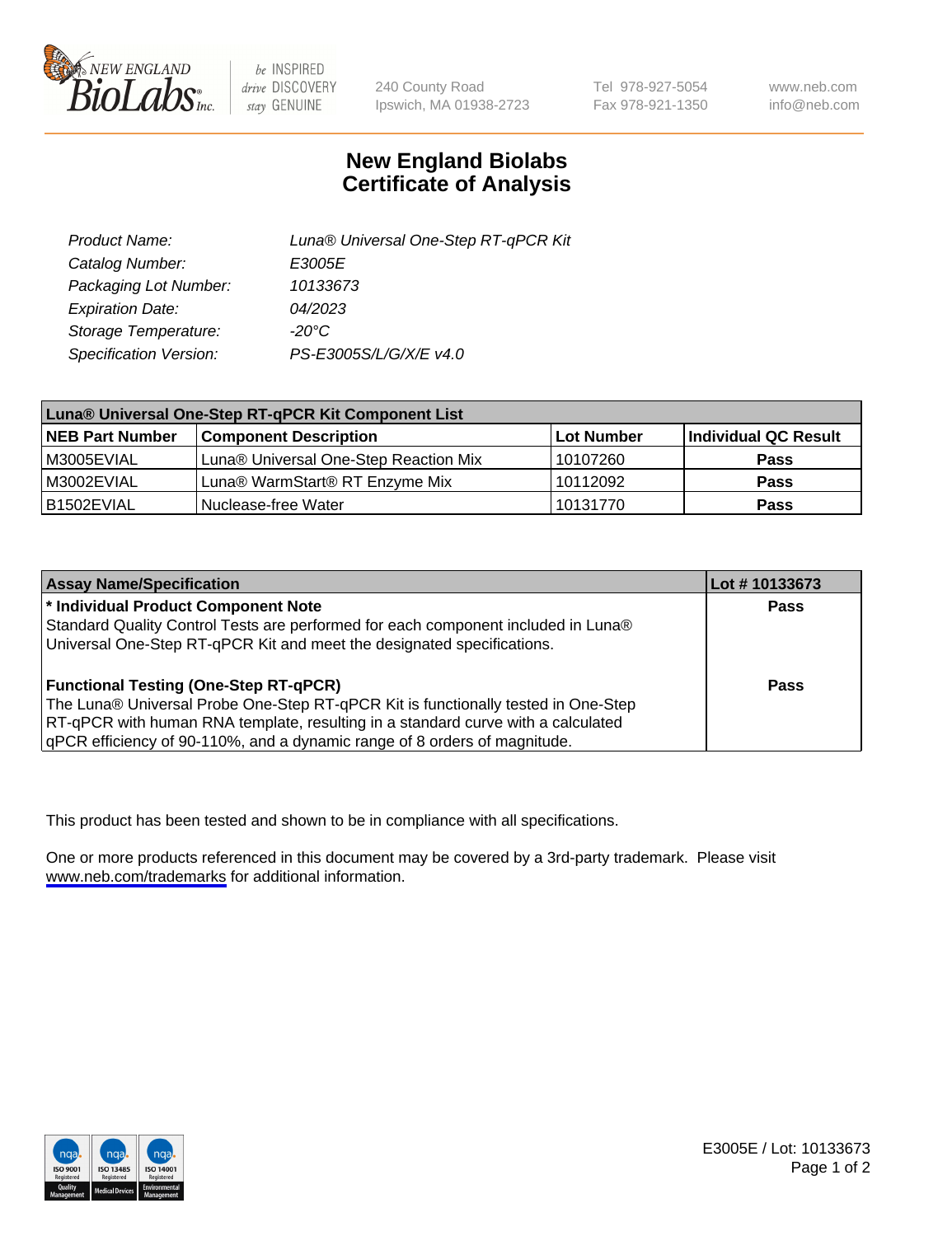NEW ENGLAND BioLabs Inc.

be INSPIRED drive DISCOVERY stay GENUINE

240 County Road
Ipswich, MA 01938-2723

Tel 978-927-5054
Fax 978-921-1350

www.neb.com
info@neb.com

# New England Biolabs
# Certificate of Analysis

| | |
|---|---|
| *Product Name:* | *Luna® Universal One-Step RT-qPCR Kit* |
| *Catalog Number:* | *E3005E* |
| *Packaging Lot Number:* | *10133673* |
| *Expiration Date:* | *04/2023* |
| *Storage Temperature:* | *-20°C* |
| *Specification Version:* | *PS-E3005S/L/G/X/E v4.0* |

| **Luna® Universal One-Step RT-qPCR Kit Component List** | | | |
|---|---|---|---|
| **NEB Part Number** | **Component Description** | **Lot Number** | **Individual QC Result** |
| M3005EVIAL | Luna® Universal One-Step Reaction Mix | 10107260 | **Pass** |
| M3002EVIAL | Luna® WarmStart® RT Enzyme Mix | 10112092 | **Pass** |
| B1502EVIAL | Nuclease-free Water | 10131770 | **Pass** |

| **Assay Name/Specification** | **Lot # 10133673** |
|---|---|
| **\* Individual Product Component Note**<br>Standard Quality Control Tests are performed for each component included in Luna® Universal One-Step RT-qPCR Kit and meet the designated specifications. | **Pass** |
| **Functional Testing (One-Step RT-qPCR)**<br>The Luna® Universal Probe One-Step RT-qPCR Kit is functionally tested in One-Step RT-qPCR with human RNA template, resulting in a standard curve with a calculated qPCR efficiency of 90-110%, and a dynamic range of 8 orders of magnitude. | **Pass** |

This product has been tested and shown to be in compliance with all specifications.

One or more products referenced in this document may be covered by a 3rd-party trademark. Please visit www.neb.com/trademarks for additional information.

E3005E / Lot: 10133673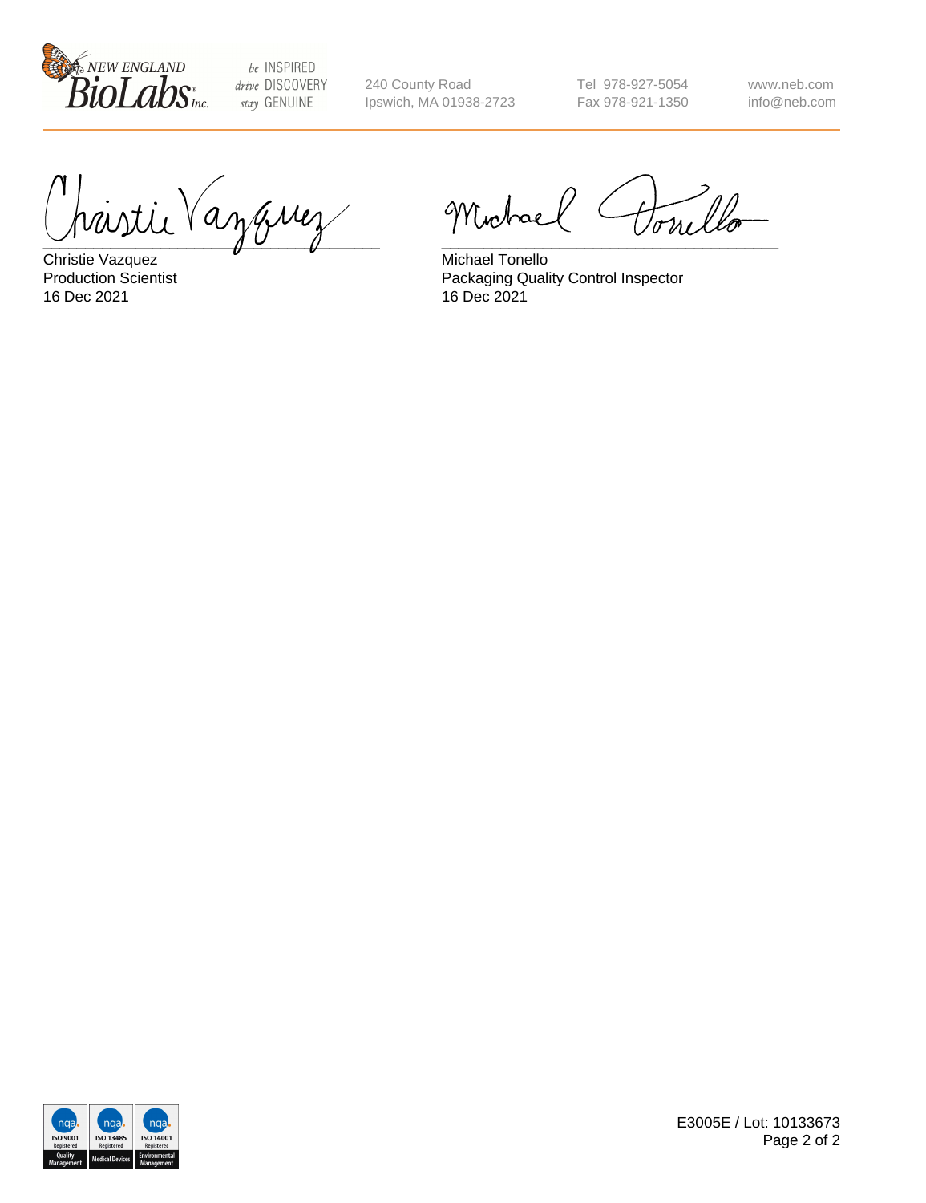Christie Vazquez
Production Scientist
16 Dec 2021

Michael Tonello
Packaging Quality Control Inspector
16 Dec 2021

E3005E / Lot: 10133673